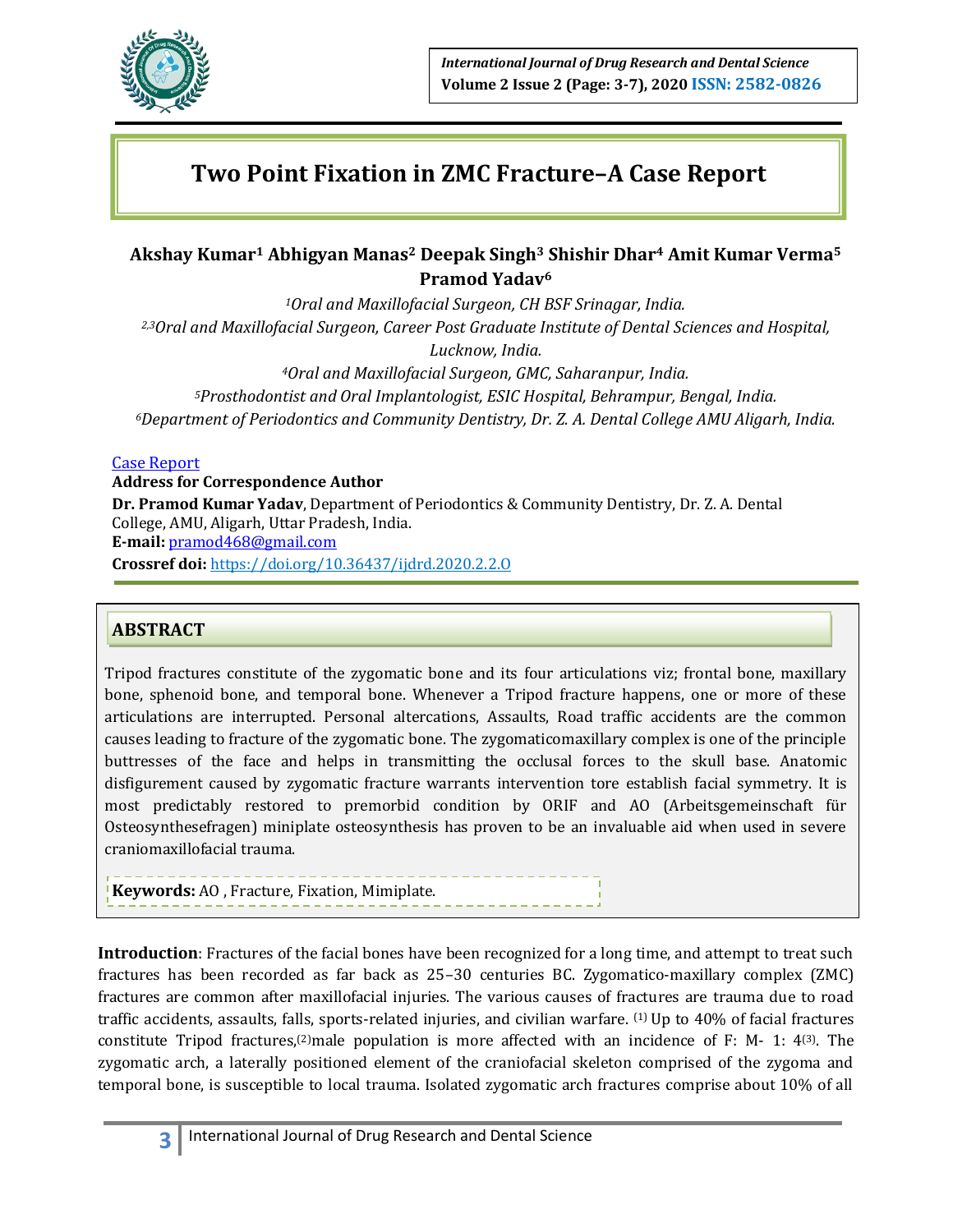# Two Point Fixation in ZMC Fracture–A Case Report

**Akshay Kumar[1] Abhigyan Manas[2] Deepak Singh[3] Shishir Dhar[4] Amit Kumar Verma[5] Pramod Yadav[6]**

*[1]Oral and Maxillofacial Surgeon, CH BSF Srinagar, India.*
*[2,3]Oral and Maxillofacial Surgeon, Career Post Graduate Institute of Dental Sciences and Hospital, Lucknow, India.*
*[4]Oral and Maxillofacial Surgeon, GMC, Saharanpur, India.*
*[5]Prosthodontist and Oral Implantologist, ESIC Hospital, Behrampur, Bengal, India.*
*[6]Department of Periodontics and Community Dentistry, Dr. Z. A. Dental College AMU Aligarh, India.*

Case Report

**Address for Correspondence Author**
**Dr. Pramod Kumar Yadav**, Department of Periodontics & Community Dentistry, Dr. Z. A. Dental College, AMU, Aligarh, Uttar Pradesh, India.
**E-mail:** pramod468@gmail.com
**Crossref doi:** https://doi.org/10.36437/ijdrd.2020.2.2.O

## ABSTRACT

Tripod fractures constitute of the zygomatic bone and its four articulations viz; frontal bone, maxillary bone, sphenoid bone, and temporal bone. Whenever a Tripod fracture happens, one or more of these articulations are interrupted. Personal altercations, Assaults, Road traffic accidents are the common causes leading to fracture of the zygomatic bone. The zygomaticomaxillary complex is one of the principle buttresses of the face and helps in transmitting the occlusal forces to the skull base. Anatomic disfigurement caused by zygomatic fracture warrants intervention tore establish facial symmetry. It is most predictably restored to premorbid condition by ORIF and AO (Arbeitsgemeinschaft für Osteosynthesefragen) miniplate osteosynthesis has proven to be an invaluable aid when used in severe craniomaxillofacial trauma.

**Keywords:** AO , Fracture, Fixation, Mimiplate.

**Introduction**: Fractures of the facial bones have been recognized for a long time, and attempt to treat such fractures has been recorded as far back as 25–30 centuries BC. Zygomatico-maxillary complex (ZMC) fractures are common after maxillofacial injuries. The various causes of fractures are trauma due to road traffic accidents, assaults, falls, sports-related injuries, and civilian warfare. [1] Up to 40% of facial fractures constitute Tripod fractures,[2]male population is more affected with an incidence of F: M- 1: 4[3]. The zygomatic arch, a laterally positioned element of the craniofacial skeleton comprised of the zygoma and temporal bone, is susceptible to local trauma. Isolated zygomatic arch fractures comprise about 10% of all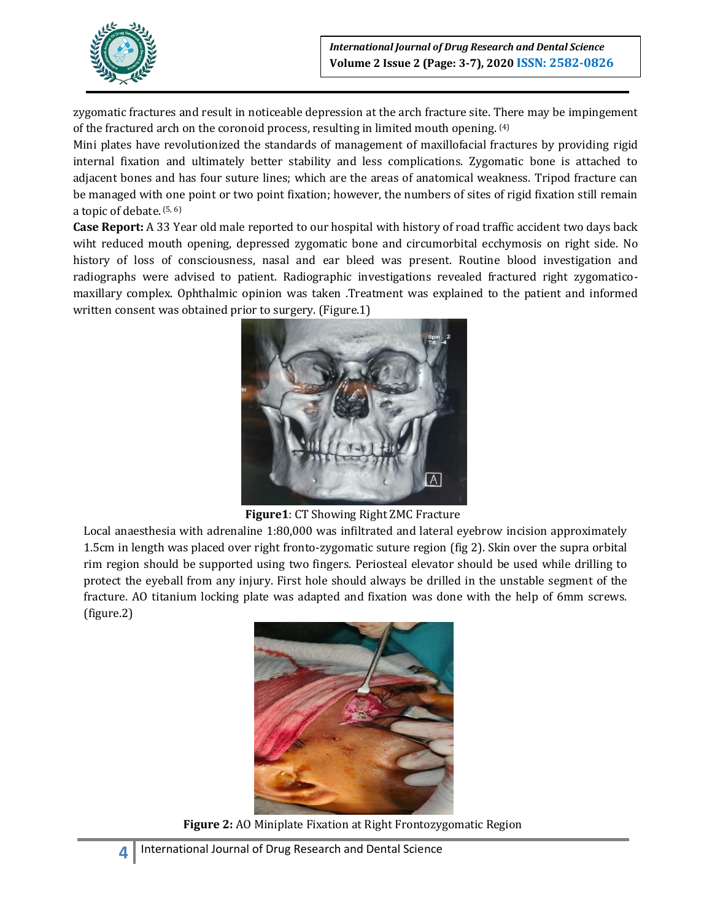zygomatic fractures and result in noticeable depression at the arch fracture site. There may be impingement of the fractured arch on the coronoid process, resulting in limited mouth opening. [4]

Mini plates have revolutionized the standards of management of maxillofacial fractures by providing rigid internal fixation and ultimately better stability and less complications. Zygomatic bone is attached to adjacent bones and has four suture lines; which are the areas of anatomical weakness. Tripod fracture can be managed with one point or two point fixation; however, the numbers of sites of rigid fixation still remain a topic of debate. [5, 6]

**Case Report:** A 33 Year old male reported to our hospital with history of road traffic accident two days back wiht reduced mouth opening, depressed zygomatic bone and circumorbital ecchymosis on right side. No history of loss of consciousness, nasal and ear bleed was present. Routine blood investigation and radiographs were advised to patient. Radiographic investigations revealed fractured right zygomatico-maxillary complex. Ophthalmic opinion was taken .Treatment was explained to the patient and informed written consent was obtained prior to surgery. (Figure.1)

**Figure1**: CT Showing Right ZMC Fracture

Local anaesthesia with adrenaline 1:80,000 was infiltrated and lateral eyebrow incision approximately 1.5cm in length was placed over right fronto-zygomatic suture region (fig 2). Skin over the supra orbital rim region should be supported using two fingers. Periosteal elevator should be used while drilling to protect the eyeball from any injury. First hole should always be drilled in the unstable segment of the fracture. AO titanium locking plate was adapted and fixation was done with the help of 6mm screws. (figure.2)

**Figure 2:** AO Miniplate Fixation at Right Frontozygomatic Region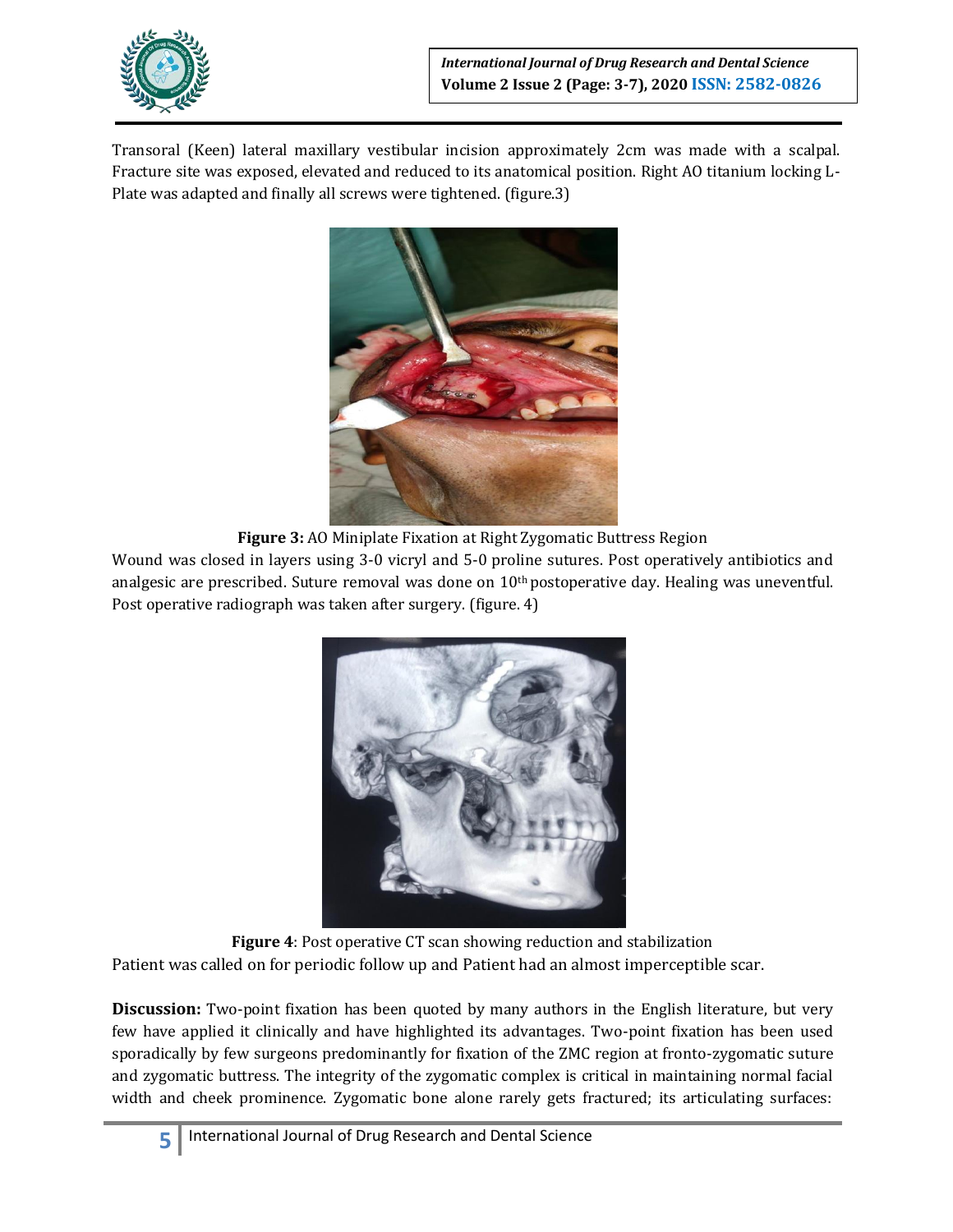Transoral (Keen) lateral maxillary vestibular incision approximately 2cm was made with a scalpal. Fracture site was exposed, elevated and reduced to its anatomical position. Right AO titanium locking L-Plate was adapted and finally all screws were tightened. (figure.3)

**Figure 3:** AO Miniplate Fixation at Right Zygomatic Buttress Region

Wound was closed in layers using 3-0 vicryl and 5-0 proline sutures. Post operatively antibiotics and analgesic are prescribed. Suture removal was done on 10th postoperative day. Healing was uneventful. Post operative radiograph was taken after surgery. (figure. 4)

**Figure 4**: Post operative CT scan showing reduction and stabilization

Patient was called on for periodic follow up and Patient had an almost imperceptible scar.

**Discussion:** Two-point fixation has been quoted by many authors in the English literature, but very few have applied it clinically and have highlighted its advantages. Two-point fixation has been used sporadically by few surgeons predominantly for fixation of the ZMC region at fronto-zygomatic suture and zygomatic buttress. The integrity of the zygomatic complex is critical in maintaining normal facial width and cheek prominence. Zygomatic bone alone rarely gets fractured; its articulating surfaces: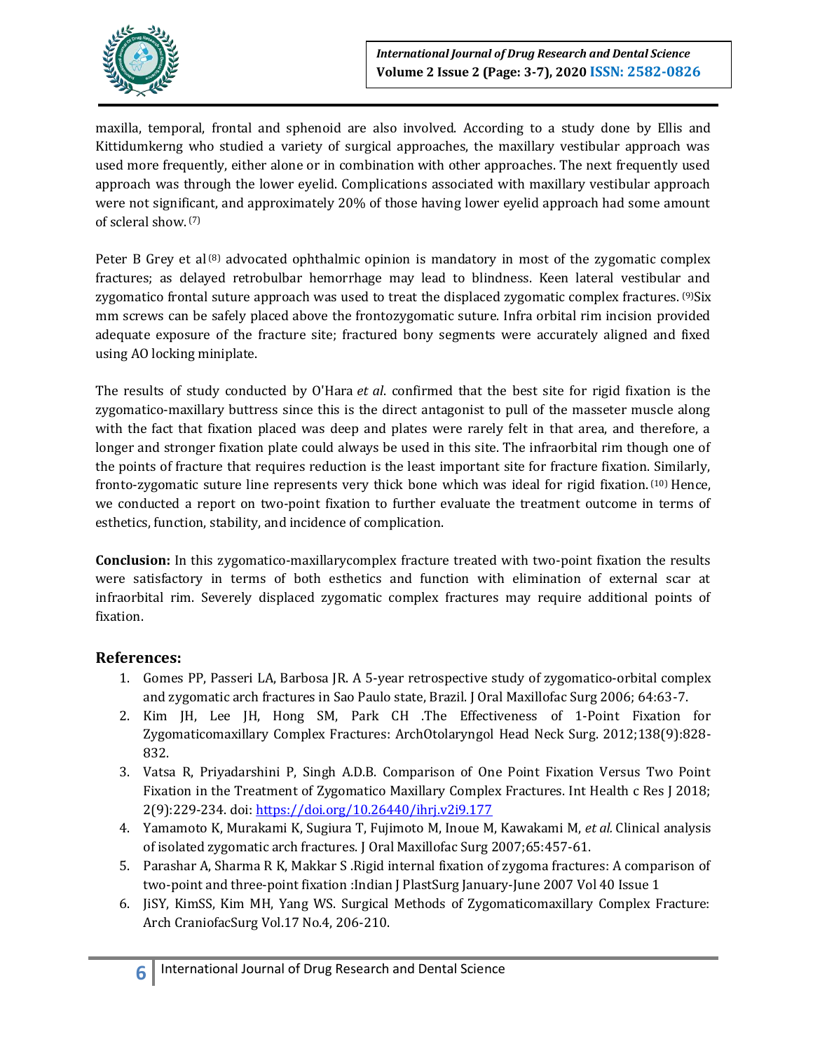maxilla, temporal, frontal and sphenoid are also involved. According to a study done by Ellis and Kittidumkerng who studied a variety of surgical approaches, the maxillary vestibular approach was used more frequently, either alone or in combination with other approaches. The next frequently used approach was through the lower eyelid. Complications associated with maxillary vestibular approach were not significant, and approximately 20% of those having lower eyelid approach had some amount of scleral show. [7]

Peter B Grey et al [8] advocated ophthalmic opinion is mandatory in most of the zygomatic complex fractures; as delayed retrobulbar hemorrhage may lead to blindness. Keen lateral vestibular and zygomatico frontal suture approach was used to treat the displaced zygomatic complex fractures. [9]Six mm screws can be safely placed above the frontozygomatic suture. Infra orbital rim incision provided adequate exposure of the fracture site; fractured bony segments were accurately aligned and fixed using AO locking miniplate.

The results of study conducted by O'Hara *et al*. confirmed that the best site for rigid fixation is the zygomatico-maxillary buttress since this is the direct antagonist to pull of the masseter muscle along with the fact that fixation placed was deep and plates were rarely felt in that area, and therefore, a longer and stronger fixation plate could always be used in this site. The infraorbital rim though one of the points of fracture that requires reduction is the least important site for fracture fixation. Similarly, fronto-zygomatic suture line represents very thick bone which was ideal for rigid fixation. [10] Hence, we conducted a report on two-point fixation to further evaluate the treatment outcome in terms of esthetics, function, stability, and incidence of complication.

**Conclusion:** In this zygomatico-maxillarycomplex fracture treated with two-point fixation the results were satisfactory in terms of both esthetics and function with elimination of external scar at infraorbital rim. Severely displaced zygomatic complex fractures may require additional points of fixation.

## References:

1. Gomes PP, Passeri LA, Barbosa JR. A 5-year retrospective study of zygomatico-orbital complex and zygomatic arch fractures in Sao Paulo state, Brazil. J Oral Maxillofac Surg 2006; 64:63-7.
2. Kim JH, Lee JH, Hong SM, Park CH .The Effectiveness of 1-Point Fixation for Zygomaticomaxillary Complex Fractures: ArchOtolaryngol Head Neck Surg. 2012;138(9):828-832.
3. Vatsa R, Priyadarshini P, Singh A.D.B. Comparison of One Point Fixation Versus Two Point Fixation in the Treatment of Zygomatico Maxillary Complex Fractures. Int Health c Res J 2018; 2(9):229-234. doi: https://doi.org/10.26440/ihrj.v2i9.177
4. Yamamoto K, Murakami K, Sugiura T, Fujimoto M, Inoue M, Kawakami M, *et al.* Clinical analysis of isolated zygomatic arch fractures. J Oral Maxillofac Surg 2007;65:457-61.
5. Parashar A, Sharma R K, Makkar S .Rigid internal fixation of zygoma fractures: A comparison of two-point and three-point fixation :Indian J PlastSurg January-June 2007 Vol 40 Issue 1
6. JiSY, KimSS, Kim MH, Yang WS. Surgical Methods of Zygomaticomaxillary Complex Fracture: Arch CraniofacSurg Vol.17 No.4, 206-210.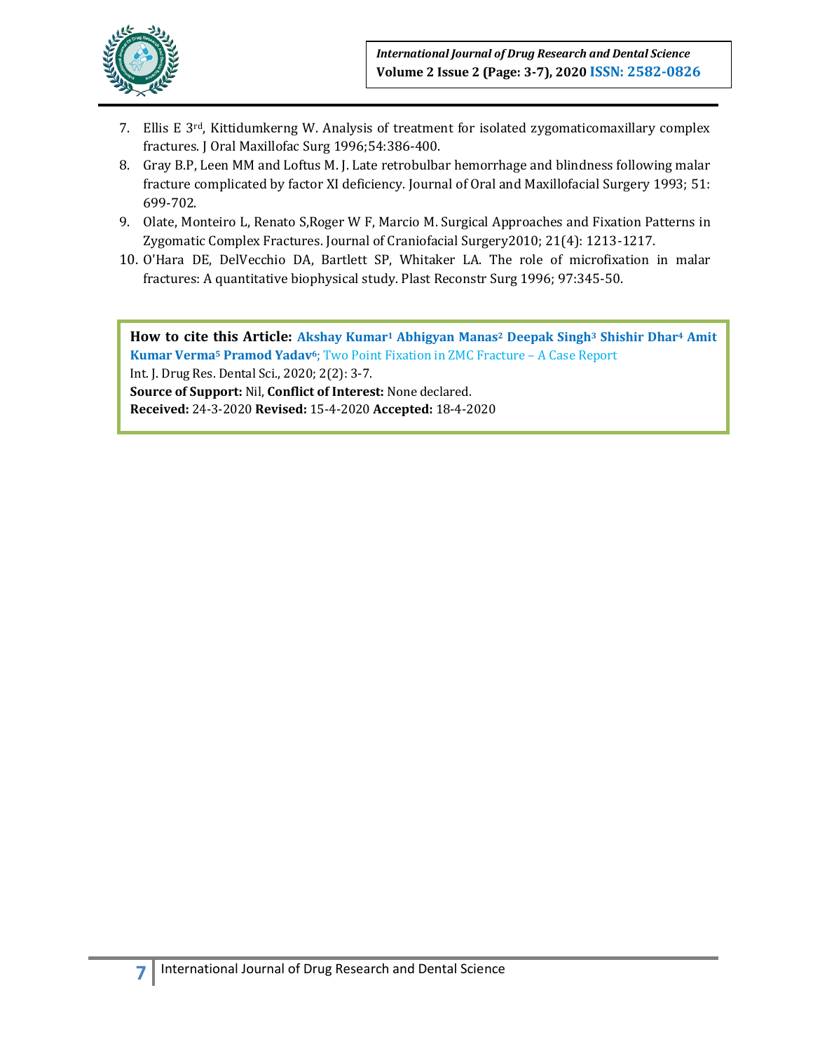7. Ellis E 3rd, Kittidumkerng W. Analysis of treatment for isolated zygomaticomaxillary complex fractures. J Oral Maxillofac Surg 1996;54:386-400.
8. Gray B.P, Leen MM and Loftus M. J. Late retrobulbar hemorrhage and blindness following malar fracture complicated by factor XI deficiency. Journal of Oral and Maxillofacial Surgery 1993; 51: 699-702.
9. Olate, Monteiro L, Renato S,Roger W F, Marcio M. Surgical Approaches and Fixation Patterns in Zygomatic Complex Fractures. Journal of Craniofacial Surgery2010; 21(4): 1213-1217.
10. O'Hara DE, DelVecchio DA, Bartlett SP, Whitaker LA. The role of microfixation in malar fractures: A quantitative biophysical study. Plast Reconstr Surg 1996; 97:345-50.

**How to cite this Article:** **Akshay Kumar[1] Abhigyan Manas[2] Deepak Singh[3] Shishir Dhar[4] Amit Kumar Verma[5] Pramod Yadav[6]**; Two Point Fixation in ZMC Fracture – A Case Report
Int. J. Drug Res. Dental Sci., 2020; 2(2): 3-7.
**Source of Support:** Nil, **Conflict of Interest:** None declared.
**Received:** 24-3-2020 **Revised:** 15-4-2020 **Accepted:** 18-4-2020